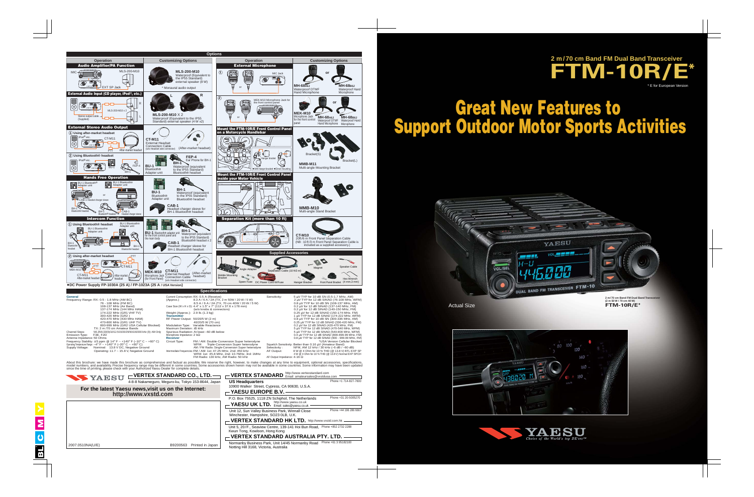# 2 m / 70 cm Band FM Dual Band Transceiver

# FTM-10R/E*

\* E for European Version

# Great New Features to Support Outdoor Motor Sports Activities

Actual Size

2 m / 70 cm Band FM Dual Band Transceiver (2 m 50 W / 70 cm 40 W)
FTM-10R/E*

YAESU — Choice of the World's top DX'ers™

## Options

### Audio Amplifier/PA Function

**MLS-200-M10** Waterproof (Equivalent to the IPS5 Standard) external speaker (8 W)

\* Monaural audio output

### External Audio Input (CD player, iPod®, etc.)

**MLS-200-M10** X 2 Waterproof (Equivalent to the IPS5 Standard) external speaker (4 W x2)

### External Stereo Audio Output

① Using after-market headset

**CT-M11** External Headset Connection Cable (w/o Headset side connector) (After-market headset)

② Using Bluetooth® headset

**BU-1** Bluetooth Adapter unit

**BH-1** Waterproof (equivalent to the IPS5 Standard) Bluetooth headset

**FEP-4** Ear Phone for BH-1

### Hands Free Operation

**BU-1** Bluetooth Adapter unit

**BH-1** Waterproof (equivalent to the IPS5 Standard) Bluetooth headset

**CAB-1** Headset charger sleeve for BH-1 Bluetooth headset

### Intercom Function

① Using Bluetooth® headset

**BU-1** Bluetooth adapter unit for the front control panel and the main body

**BH-1** Waterproof (equivalent to the IPS5 Standard) Bluetooth® headset x 2

**CAB-1** Headset charger sleeve for BH-1 Bluetooth headset

② Using after-market headset

**MEK-M10** Microphone Jack (for Front Panel)

**CT-M11** External Headset Connection Cable (w/o Headset side connector) (After-market headset)

### External Microphone

**MH-68A8J** Waterproof DTMF Hand Microphone

**MH-68B8J** Waterproof Hand Microphone

**MEK-M10** Microphone Jack for the front control panel

**MH-68A8J** Waterproof DTMF Hand Microphone

**MH-68B8J** Waterproof Hand Microphone

### Mount the FTM-10R/E Front Control Panel on a Motorcycle Handlebar

**MMB-M11** Multi-angle Mounting Bracket

### Mount the FTM-10R/E Front Control Panel inside your Motor Vehicle

**MMB-M10** Multi-angle Stand Bracket

### Separation Kit (more than 10 ft)

**CT-M10** 20ft/6 m Front Panel Separation Cable (NB : 10 ft /3 m Front Panel Separation Cable is included as a supplied accessory.)

### Supplied Accessories

Mobile Mounting Bracket, Angle Adapter, Separation Cable (10 ft/3 m), Magnet, Speaker Cable, Spare Fuse, DC Power Cord W/Fuse, Hanger Bracket, Front Panel Bracket, Hex Wrench (4 mm 3 mm)

●DC Power Supply FP-1030A (25 A) / FP-1023A (25 A / USA Version)

## Specifications

**General**

Frequency Range: RX: 0.5 - 1.8 MHz (AM BC)
76 - 108 MHz (FM BC)
108-137 MHz (Air Band)
137-174 MHz (144 MHz HAM)
174-222 MHz (GR1 VHF TV)
300-420 MHz (GR2 )
420-470 MHz (430 MHz HAM)
470-800 MHz (GR1 UHF TV)
800-999 MHz (GR2 USA Cellular Blocked)
TX: 2 m /70 cm Amateur Bands

Channel Steps: 5/6.25/8.33/9/10/12.5/15/20/25/50/100/200 kHz (9): AM Only
Emission Type: F3E, F2D
Antenna Impedance: 50 Ohms
Frequency Stability: ±5 ppm @ 14° F ~ +140° F (–10° C ~ +60° C)
Operating Temperature Range: –4° F ~ +140° F (–20° C ~ +60° C)
Supply Voltage: Nominal: 13.8 V DC, Negative Ground
Operating: 11.7 ~ 15.8 V, Negative Ground

Current Consumption (Approx.): RX: 0.5 A (Receive)
8.3 A / 6 A / 2 A (TX, 2 m 50W / 20 W / 5 W)
8.5 A / 6 A / 2 A (TX, 70 cm 40W / 20 W / 5 W)
Case Size (W x H x D): 4.4" x 1.5" x 7" (112 x 37.6 x 178 mm) (w/o knobs & connectors)
Weight (Approx.): 2.9 lb. (1.3 kg)

**Transmitter**

RF Power Output: 50/20/5 W (2 m)
40/20/5 W (70 cm)
Modulation Type: Variable Reactance
Maximum Deviation: ±5 kHz
Spurious Radiation: At least –60 dB below
Microphone Impedance: 2 kΩ

**Receiver**

Circuit Type: FM / AM: Double-Conversion Super heterodyne
WFM: Triple-Conversion Super heterodyne
AM / FM Radio: Single-Conversion Super heterodyne
Intermediate Frequencies: FM / AM: 1st: 47.25 MHz, 2nd: 450 kHz
WFM: 1st: 45.8 MHz, 2nd: 10.7MHz, 3rd: 1MHz
FM Radio: 130 kHz, AM Radio: 50 kHz

Sensitivity: 5 μV TYP for 10 dB SN (0.5-1.7 MHz, AM)
2 μV TYP for 12 dB SINAD (76-108 MHz, WFM)
0.8 μV TYP for 10 dB SN (108-137 MHz, AM)
0.2 μV for 12 dB SINAD (137-140 MHz, FM)
0.2 μV for 12 dB SINAD (140-150 MHz, FM)
0.25 μV for 12 dB SINAD (150-174 MHz, FM)
1 μV TYP for 12 dB SINAD (174-222 MHz, WFM)
0.8 μV TYP for 10 dB SN (300-336 MHz, AM)
0.25 μV TYP for 12 dB SINAD (336-420 MHz, FM)
0.2 μV for 12 dB SINAD (420-470 MHz, FM)
5 μV TYP for 12 dB SINAD (470-540 MHz, WFM)
5 μV TYP for 12 dB SINAD (540-800 MHz, WFM)
0.4 μV TYP for 12 dB SINAD (800-899.99 MHz, FM)
0.8 μV TYP for 12 dB SINAD (900 - 999.99 MHz, FM)
*USA Version Cellular Blocked

Squelch Sensitivity: Better than 0.16 μV (Amateur Band)
Selectivity: NFM, AM 12 kHz / 30 kHz (–6 dB / –60 dB)
AF Output: 8 W @ 4 Ohm for 10 % THD (@ 13.8 V) BTL EXP SP
4 W @ 4 Ohm for 10 % THD (@ 13.8 V) Normal EXP SP/CH
AF Output Impedance: 4-16 Ω

About this brochure: we have made this brochure as comprehensive and factual as possible. We reserve the right, however, to make changes at any time to equipment, optional accessories, specifications, model numbers, and availability. Precise frequency range may be different in some countries. Some accessories shown herein may not be available in some countries. Some information may have been updated since the time of printing; please check with your Authorized Yaesu Dealer for complete details.

**YAESU — VERTEX STANDARD CO., LTD.**
4-8-8 Nakameguro, Meguro-ku, Tokyo 153-8644, Japan

**For the latest Yaesu news, visit us on the Internet: http://www.vxstd.com**

**VERTEX STANDARD** http://www.vertexstandard.com Email: amateursales@vxstdusa.com
**US Headquarters**
10900 Walker Street, Cypress, CA 90630, U.S.A. Phone +1 714-827-7600

**YAESU EUROPE B.V.**
P.O. Box 75525, 1118 ZN Schiphol, The Netherlands Phone +31 20-5005270

**YAESU UK LTD.** http://www.yaesu.co.uk Email: sales@yaesu.co.uk
Unit 12, Sun Valley Business Park, Winnall Close Winchester, Hampshire, SO23 0LB, U.K. Phone +44 196 286 6667

**VERTEX STANDARD HK LTD.** http://www.vxstd.com.hk
Unit 5, 20/F., Seaview Centre, 139-141 Hoi Bun Road, Kwun Tong, Kowloon, Hong Kong Phone +852 2732 2286

**VERTEX STANDARD AUSTRALIA PTY. LTD.**
Normanby Business Park, Unit 14/45 Normanby Road Notting Hill 3168, Victoria, Australia Phone +61 3 95182100

2007.0510NA(U/E) B9200563 Printed in Japan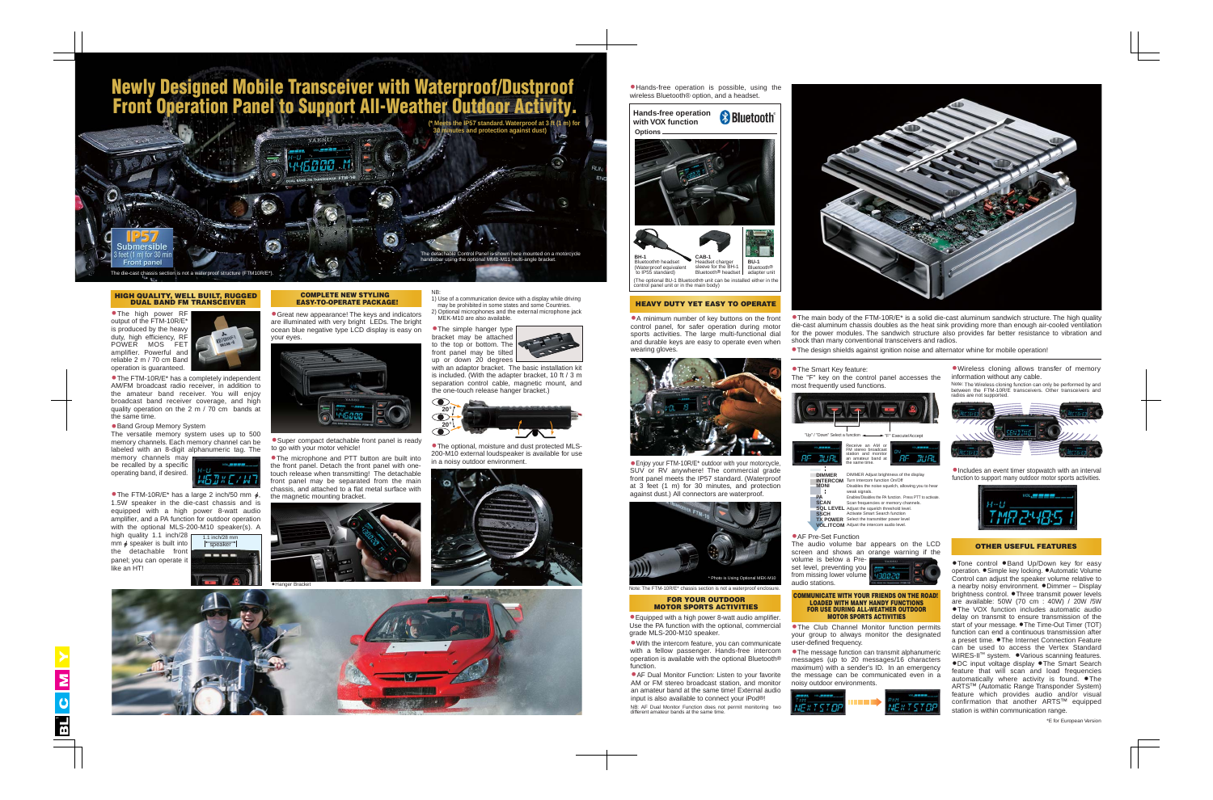# Newly Designed Mobile Transceiver with Waterproof/Dustproof Front Operation Panel to Support All-Weather Outdoor Activity.

(* Meets the IP57 standard. Waterproof at 3 ft (1 m) for 30 minutes and protection against dust)

IP57
Submersible
3 feet (1 m) for 30 min
Front panel

The die-cast chassis section is not a waterproof structure (FTM10R/E*).

The detachable Control Panel is shown here mounted on a motorcycle handlebar using the optional MMB-M11 multi-angle bracket.

## HIGH QUALITY, WELL BUILT, RUGGED DUAL BAND FM TRANSCEIVER

● The high power RF output of the FTM-10R/E* is produced by the heavy duty, high efficiency, RF POWER MOS FET amplifier. Powerful and reliable 2 m / 70 cm Band operation is guaranteed.

● The FTM-10R/E* has a completely independent AM/FM broadcast radio receiver, in addition to the amateur band receiver. You will enjoy broadcast band receiver coverage, and high quality operation on the 2 m / 70 cm bands at the same time.

● Band Group Memory System
The versatile memory system uses up to 500 memory channels. Each memory channel can be labeled with an 8-digit alphanumeric tag. The memory channels may be recalled by a specific operating band, if desired.

● The FTM-10R/E* has a large 2 inch/50 mm ∮, 1.5W speaker in the die-cast chassis and is equipped with a high power 8-watt audio amplifier, and a PA function for outdoor operation with the optional MLS-200-M10 speaker(s). A high quality 1.1 inch/28 mm ∮ speaker is built into the detachable front panel; you can operate it like an HT!

1.1 inch/28 mm
speaker

## COMPLETE NEW STYLING EASY-TO-OPERATE PACKAGE!

● Great new appearance! The keys and indicators are illuminated with very bright LEDs. The bright ocean blue negative type LCD display is easy on your eyes.

● Super compact detachable front panel is ready to go with your motor vehicle!

● The microphone and PTT button are built into the front panel. Detach the front panel with one-touch release when transmitting! The detachable front panel may be separated from the main chassis, and attached to a flat metal surface with the magnetic mounting bracket.

● Hanger Bracket

NB:
1) Use of a communication device with a display while driving may be prohibited in some states and some Countries.
2) Optional microphones and the external microphone jack MEK-M10 are also available.

● The simple hanger type bracket may be attached to the top or bottom. The front panel may be tilted up or down 20 degrees with an adaptor bracket. The basic installation kit is included. (With the adapter bracket, 10 ft / 3 m separation control cable, magnetic mount, and the one-touch release hanger bracket.)

20°
20°

● The optional, moisture and dust protected MLS-200-M10 external loudspeaker is available for use in a noisy outdoor environment.

● Hands-free operation is possible, using the wireless Bluetooth® option, and a headset.

**Hands-free operation with VOX function** Bluetooth®
**Options**

**BH-1** Bluetooth® headset (Waterproof equivalent to IP55 standard)
**CAB-1** Headset charger sleeve for the BH-1 Bluetooth® headset
**BU-1** Bluetooth® adapter unit

(The optional BU-1 Bluetooth® unit can be installed either in the control panel unit or in the main body)

## HEAVY DUTY YET EASY TO OPERATE

● A minimum number of key buttons on the front control panel, for safer operation during motor sports activities. The large multi-functional dial and durable keys are easy to operate even when wearing gloves.

● Enjoy your FTM-10R/E* outdoor with your motorcycle, SUV or RV anywhere! The commercial grade front panel meets the IP57 standard. (Waterproof at 3 feet (1 m) for 30 minutes, and protection against dust.) All connectors are waterproof.

* Photo is Using Optional MEK-M10

Note: The FTM-10R/E* chassis section is not a waterproof enclosure.

## FOR YOUR OUTDOOR MOTOR SPORTS ACTIVITIES

● Equipped with a high power 8-watt audio amplifier. Use the PA function with the optional, commercial grade MLS-200-M10 speaker.

● With the intercom feature, you can communicate with a fellow passenger. Hands-free intercom operation is available with the optional Bluetooth® function.

● AF Dual Monitor Function: Listen to your favorite AM or FM stereo broadcast station, and monitor an amateur band at the same time! External audio input is also available to connect your iPod®!
NB: AF Dual Monitor Function does not permit monitoring two different amateur bands at the same time.

● The main body of the FTM-10R/E* is a solid die-cast aluminum sandwich structure. The high quality die-cast aluminum chassis doubles as the heat sink providing more than enough air-cooled ventilation for the power modules. The sandwich structure also provides far better resistance to vibration and shock than many conventional transceivers and radios.

● The design shields against ignition noise and alternator whine for mobile operation!

● The Smart Key feature:
The "F" key on the control panel accesses the most frequently used functions.

"Up" / "Down" Select a function　"F" Execute/Accept

Receive an AM or FM stereo broadcast station and monitor an amateur band at the same time.

**DIMMER** Adjust brightness of the display.
**INTERCOM** Turn Intercom function On/Off
**MONI** Disables the noise squelch, allowing you to hear weak signals.
**PA** Enable/Disable the PA function. Press PTT to activate.
**SCAN** Scan frequencies or memory channels.
**SQL LEVEL** Adjust the squelch threshold level.
**SSCH** Activate Smart Search function
**TX POWER** Select the transmitter power level
**VOL.ITCOM** Adjust the Intercom audio level.

● AF Pre-Set Function
The audio volume bar appears on the LCD screen and shows an orange warning if the volume is below a Pre-set level, preventing you from missing lower volume audio stations.

## COMMUNICATE WITH YOUR FRIENDS ON THE ROAD! LOADED WITH MANY HANDY FUNCTIONS FOR USE DURING ALL-WEATHER OUTDOOR MOTOR SPORTS ACTIVITIES

● The Club Channel Monitor function permits your group to always monitor the designated user-defined frequency.

● The message function can transmit alphanumeric messages (up to 20 messages/16 characters maximum) with a sender's ID. In an emergency the message can be communicated even in a noisy outdoor environments.

● Wireless cloning allows transfer of memory information without any cable.
Note: The Wireless cloning function can only be performed by and between the FTM-10R/E transceivers. Other transceivers and radios are not supported.

● Includes an event timer stopwatch with an interval function to support many outdoor motor sports activities.

## OTHER USEFUL FEATURES

● Tone control ● Band Up/Down key for easy operation. ● Simple key locking. ● Automatic Volume Control can adjust the speaker volume relative to a nearby noisy environment. ● Dimmer – Display brightness control. ● Three transmit power levels are available: 50W (70 cm : 40W) / 20W /5W ● The VOX function includes automatic audio delay on transmit to ensure transmission of the start of your message. ● The Time-Out Timer (TOT) function can end a continuous transmission after a preset time. ● The Internet Connection Feature can be used to access the Vertex Standard WIRES-II™ system. ● Various scanning features. ● DC input voltage display ● The Smart Search feature that will scan and load frequencies automatically where activity is found. ● The ARTS™ (Automatic Range Transponder System) feature which provides audio and/or visual confirmation that another ARTS™ equipped station is within communication range.

*E for European Version